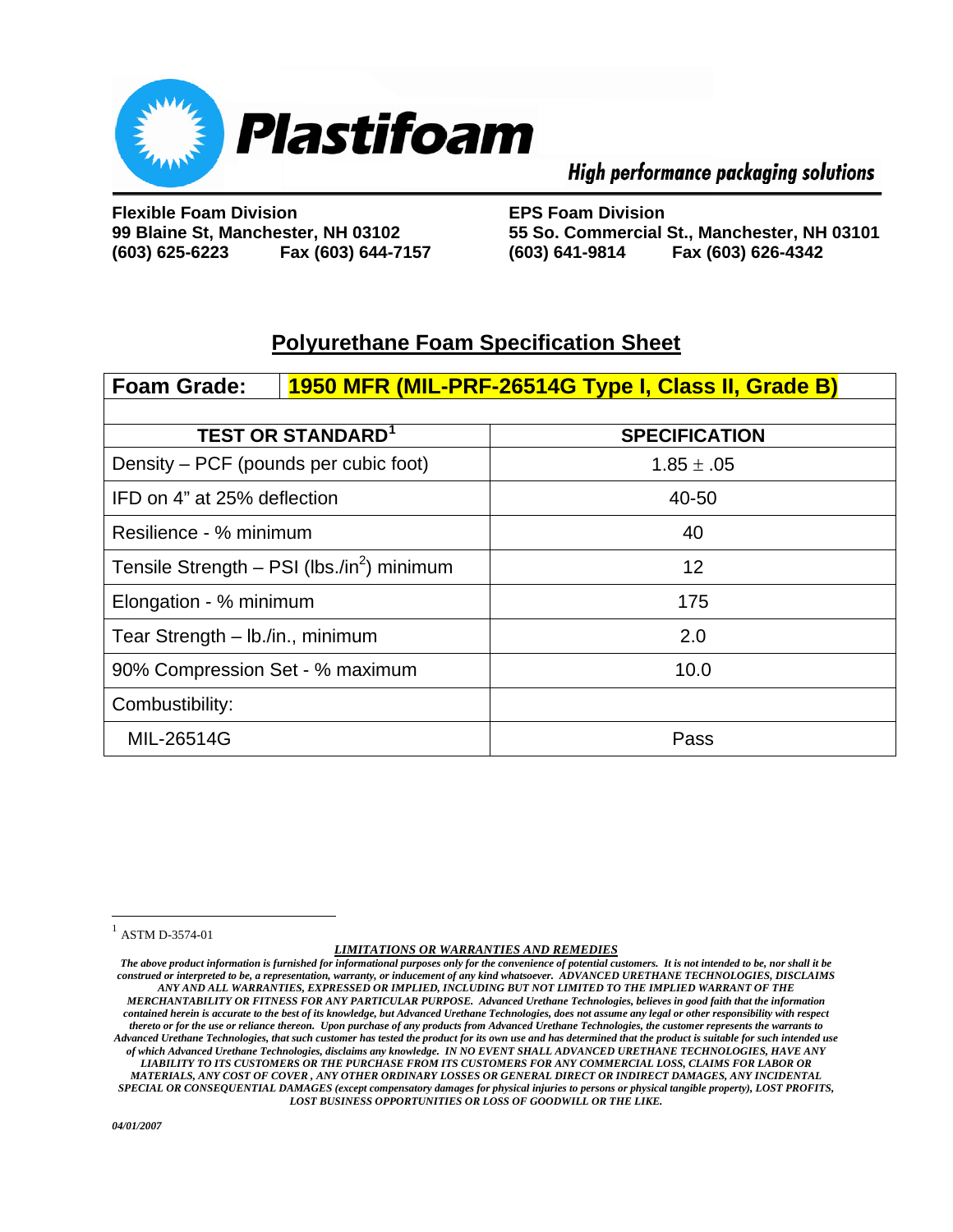# Plastifoam

*High performance packaging solutions*

**Flexible Foam Division**
**99 Blaine St, Manchester, NH 03102**
**(603) 625-6223 Fax (603) 644-7157**

**EPS Foam Division**
**55 So. Commercial St., Manchester, NH 03101**
**(603) 641-9814 Fax (603) 626-4342**

## Polyurethane Foam Specification Sheet

**Foam Grade:** **1950 MFR (MIL-PRF-26514G Type I, Class II, Grade B)**

| TEST OR STANDARD[1] | SPECIFICATION |
|---|---|
| Density – PCF (pounds per cubic foot) | $1.85 \pm .05$ |
| IFD on 4" at 25% deflection | 40-50 |
| Resilience - % minimum | 40 |
| Tensile Strength – PSI (lbs./in$^2$) minimum | 12 |
| Elongation - % minimum | 175 |
| Tear Strength – lb./in., minimum | 2.0 |
| 90% Compression Set - % maximum | 10.0 |
| Combustibility: | |
| MIL-26514G | Pass |

[1] ASTM D-3574-01

***LIMITATIONS OR WARRANTIES AND REMEDIES***

***The above product information is furnished for informational purposes only for the convenience of potential customers. It is not intended to be, nor shall it be construed or interpreted to be, a representation, warranty, or inducement of any kind whatsoever. ADVANCED URETHANE TECHNOLOGIES, DISCLAIMS ANY AND ALL WARRANTIES, EXPRESSED OR IMPLIED, INCLUDING BUT NOT LIMITED TO THE IMPLIED WARRANT OF THE MERCHANTABILITY OR FITNESS FOR ANY PARTICULAR PURPOSE. Advanced Urethane Technologies, believes in good faith that the information contained herein is accurate to the best of its knowledge, but Advanced Urethane Technologies, does not assume any legal or other responsibility with respect thereto or for the use or reliance thereon. Upon purchase of any products from Advanced Urethane Technologies, the customer represents the warrants to Advanced Urethane Technologies, that such customer has tested the product for its own use and has determined that the product is suitable for such intended use of which Advanced Urethane Technologies, disclaims any knowledge. IN NO EVENT SHALL ADVANCED URETHANE TECHNOLOGIES, HAVE ANY LIABILITY TO ITS CUSTOMERS OR THE PURCHASE FROM ITS CUSTOMERS FOR ANY COMMERCIAL LOSS, CLAIMS FOR LABOR OR MATERIALS, ANY COST OF COVER , ANY OTHER ORDINARY LOSSES OR GENERAL DIRECT OR INDIRECT DAMAGES, ANY INCIDENTAL SPECIAL OR CONSEQUENTIAL DAMAGES (except compensatory damages for physical injuries to persons or physical tangible property), LOST PROFITS, LOST BUSINESS OPPORTUNITIES OR LOSS OF GOODWILL OR THE LIKE.***

***04/01/2007***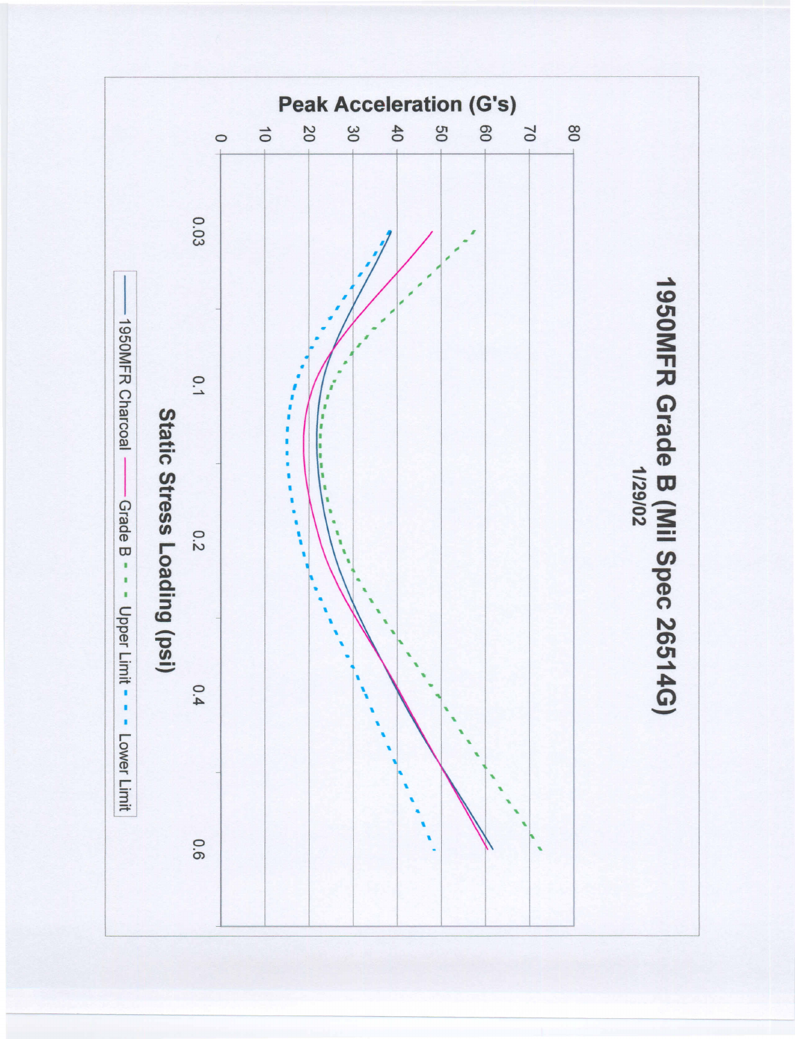# 1950MFR Grade B (Mil Spec 26514G)

1/29/02

Peak Acceleration (G's)

80
70
60
50
40
30
20
10
0

0.03
0.1
0.2
0.4
0.6

Static Stress Loading (psi)

1950MFR Charcoal — Grade B - - Upper Limit - - Lower Limit